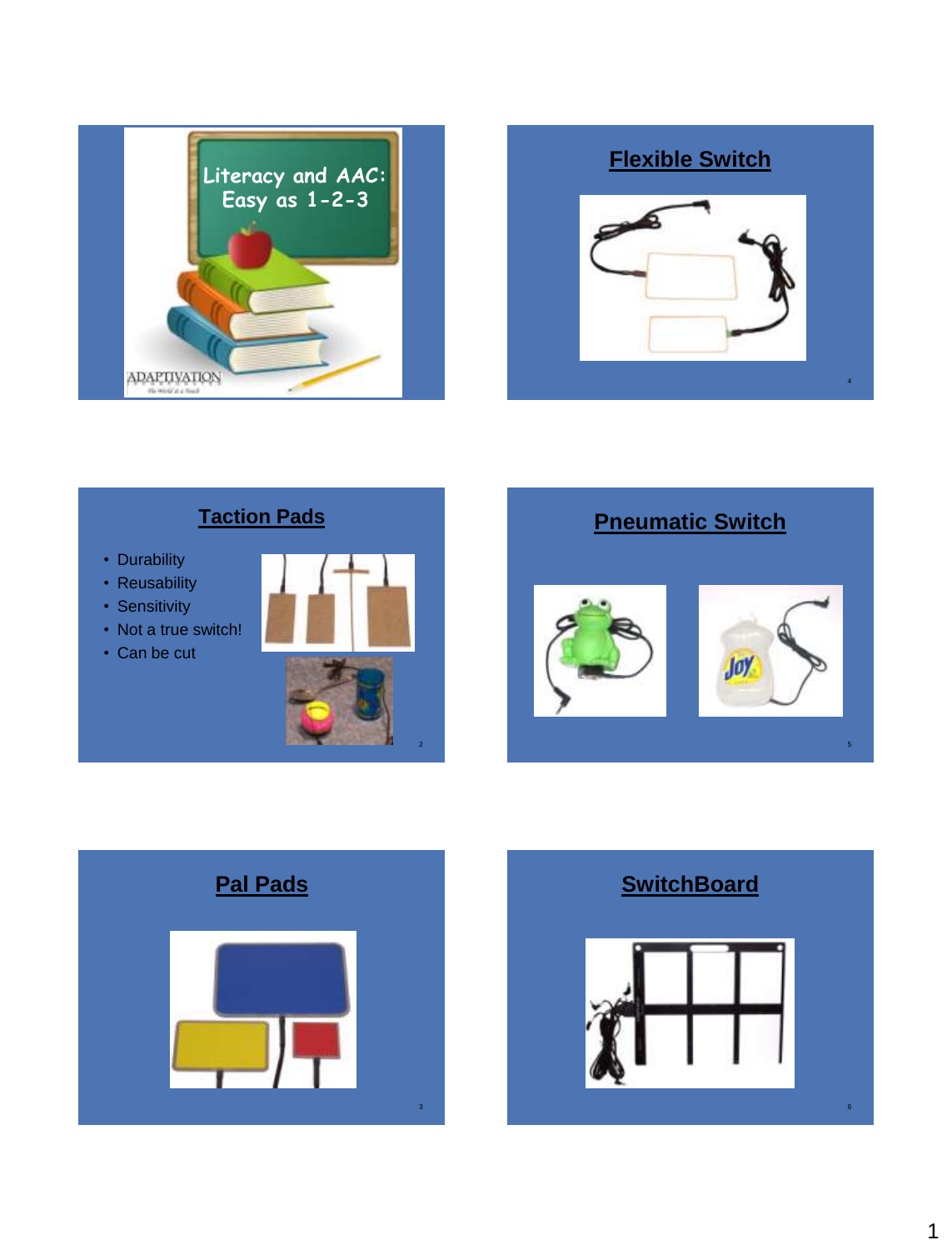# Literacy and AAC: Easy as 1-2-3

ADAPTIVATION

## Taction Pads

- Durability
- Reusability
- Sensitivity
- Not a true switch!
- Can be cut

## Pal Pads

## Flexible Switch

## Pneumatic Switch

## SwitchBoard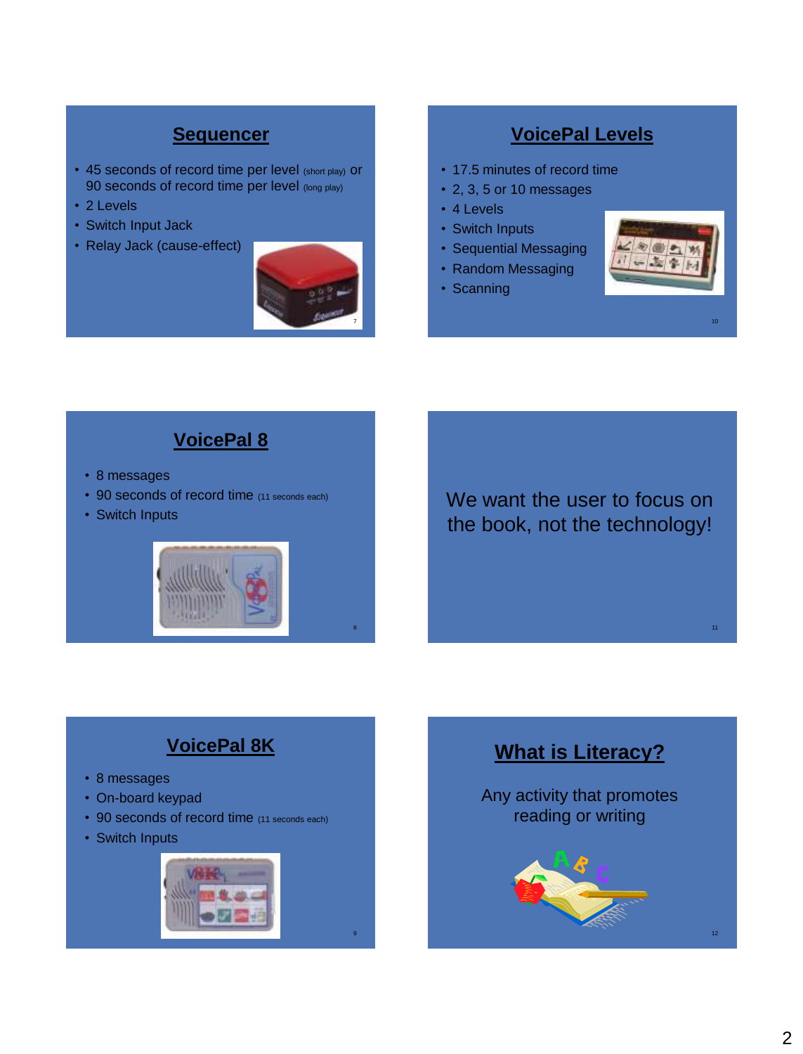## Sequencer

- 45 seconds of record time per level (short play) or 90 seconds of record time per level (long play)
- 2 Levels
- Switch Input Jack
- Relay Jack (cause-effect)

## VoicePal 8

- 8 messages
- 90 seconds of record time (11 seconds each)
- Switch Inputs

## VoicePal 8K

- 8 messages
- On-board keypad
- 90 seconds of record time (11 seconds each)
- Switch Inputs

## VoicePal Levels

- 17.5 minutes of record time
- 2, 3, 5 or 10 messages
- 4 Levels
- Switch Inputs
- Sequential Messaging
- Random Messaging
- Scanning

We want the user to focus on the book, not the technology!

## What is Literacy?

Any activity that promotes reading or writing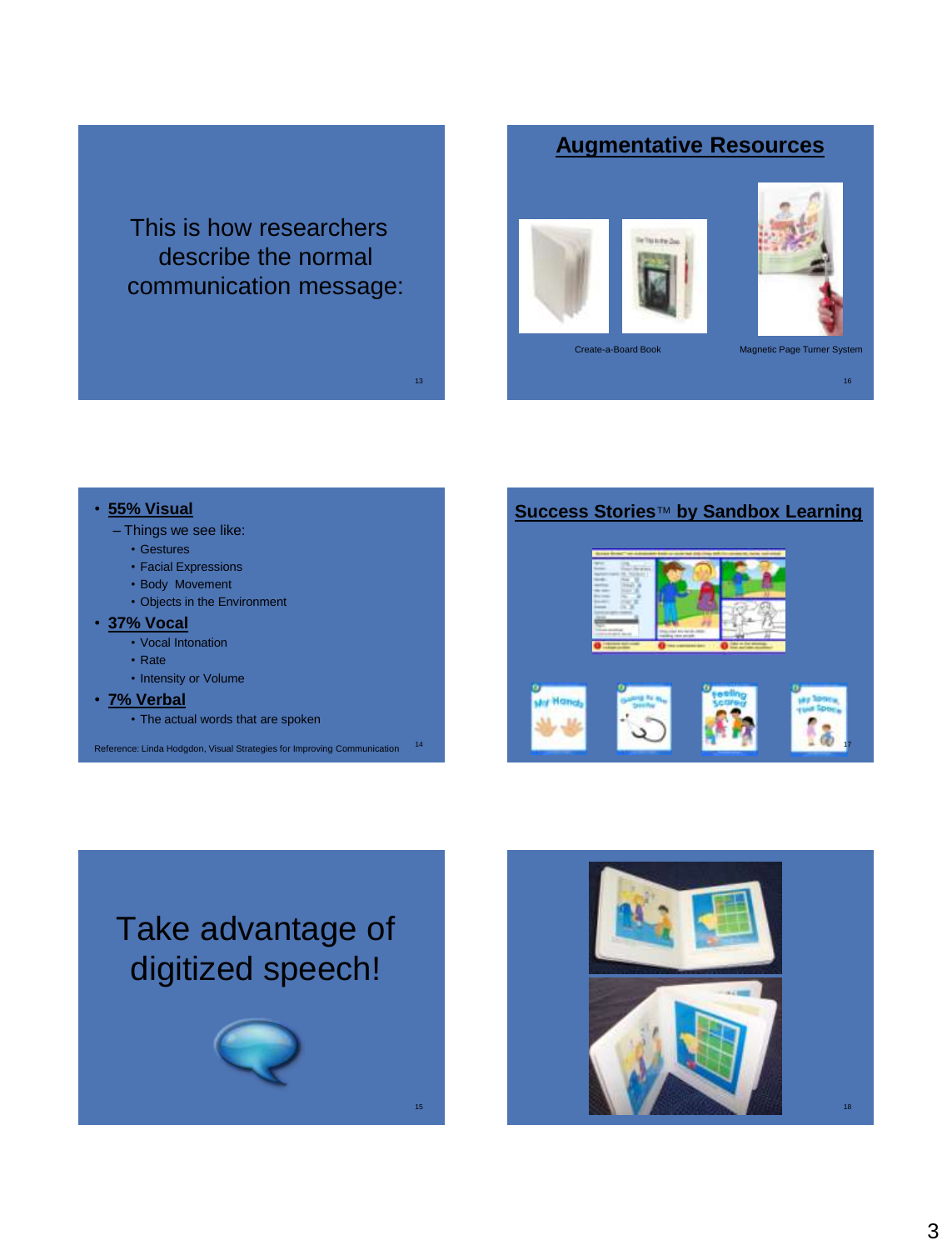This is how researchers describe the normal communication message:

- **55% Visual**
  - Things we see like:
    - Gestures
    - Facial Expressions
    - Body Movement
    - Objects in the Environment
- **37% Vocal**
  - Vocal Intonation
  - Rate
  - Intensity or Volume
- **7% Verbal**
  - The actual words that are spoken

Reference: Linda Hodgdon, Visual Strategies for Improving Communication

Take advantage of digitized speech!

## Augmentative Resources

Create-a-Board Book

Magnetic Page Turner System

## Success Stories™ by Sandbox Learning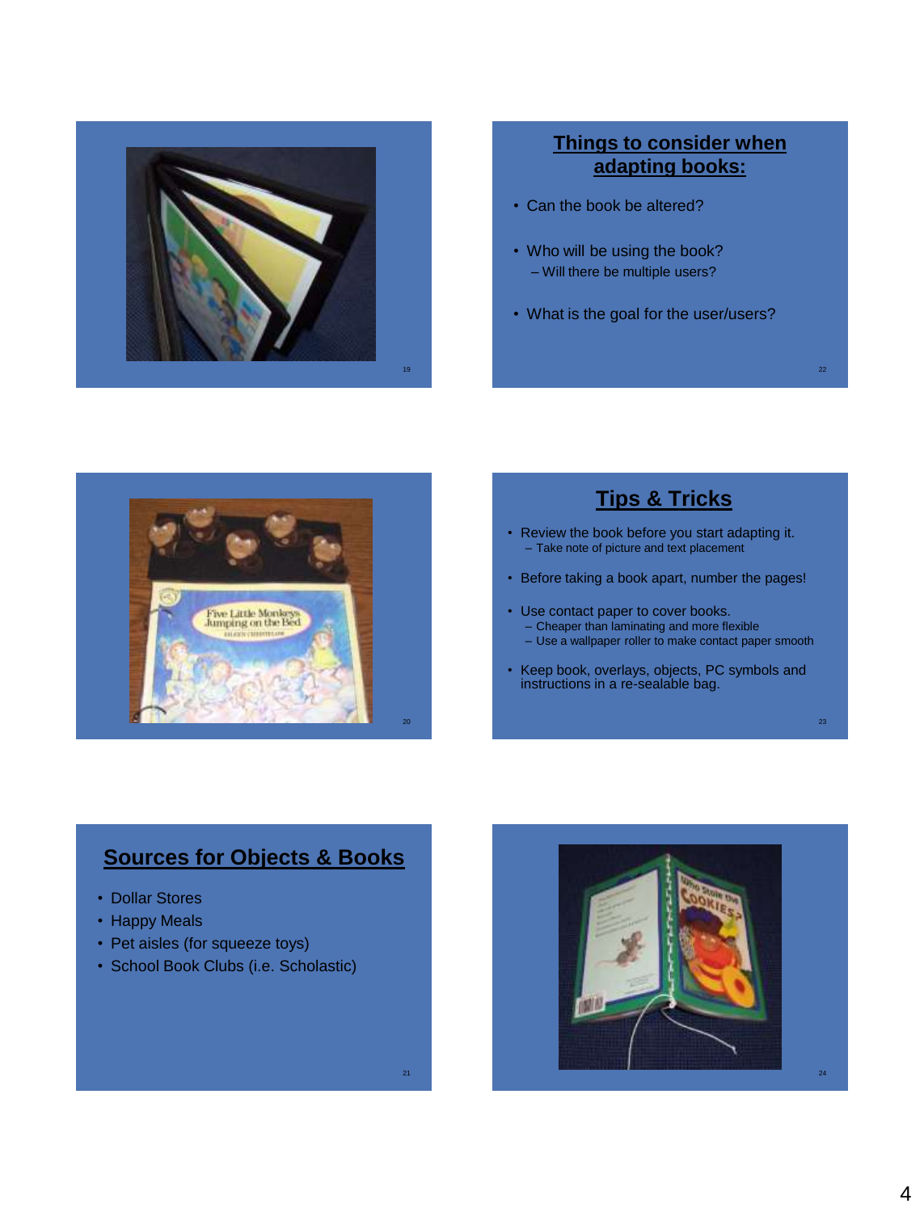## Things to consider when adapting books:

- Can the book be altered?
- Who will be using the book?
  - Will there be multiple users?
- What is the goal for the user/users?

## Tips & Tricks

- Review the book before you start adapting it.
  - Take note of picture and text placement
- Before taking a book apart, number the pages!
- Use contact paper to cover books.
  - Cheaper than laminating and more flexible
  - Use a wallpaper roller to make contact paper smooth
- Keep book, overlays, objects, PC symbols and instructions in a re-sealable bag.

## Sources for Objects & Books

- Dollar Stores
- Happy Meals
- Pet aisles (for squeeze toys)
- School Book Clubs (i.e. Scholastic)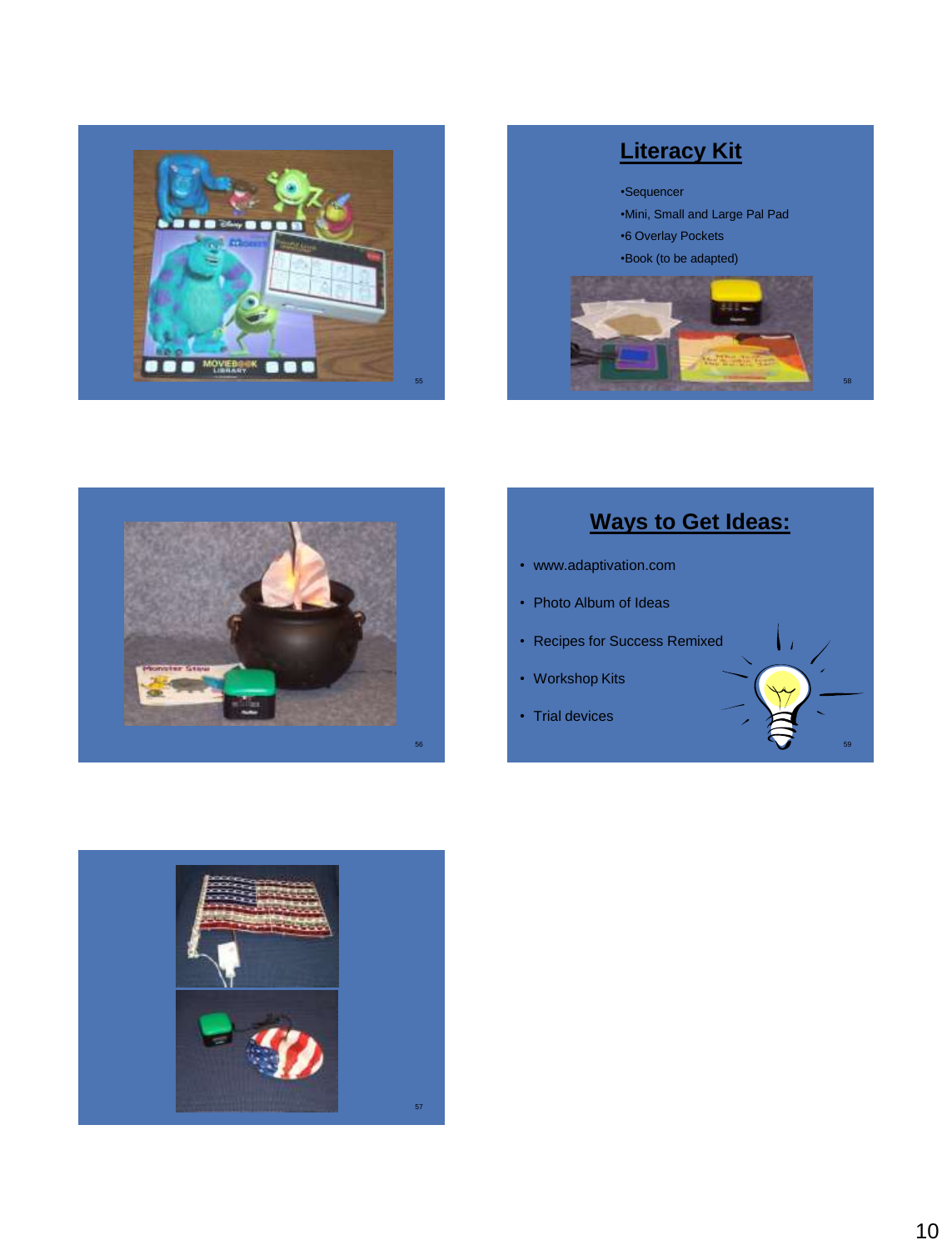## Literacy Kit

- Sequencer
- Mini, Small and Large Pal Pad
- 6 Overlay Pockets
- Book (to be adapted)

## Ways to Get Ideas:

- www.adaptivation.com
- Photo Album of Ideas
- Recipes for Success Remixed
- Workshop Kits
- Trial devices